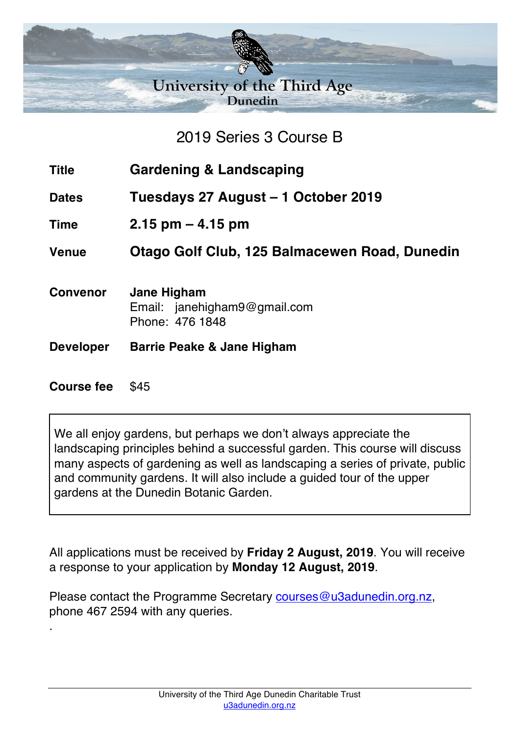University of the Third Age
Dunedin

## 2019 Series 3 Course B

| | |
|---|---|
| **Title** | **Gardening & Landscaping** |
| **Dates** | **Tuesdays 27 August – 1 October 2019** |
| **Time** | **2.15 pm – 4.15 pm** |
| **Venue** | **Otago Golf Club, 125 Balmacewen Road, Dunedin** |
| **Convenor** | **Jane Higham**<br>Email: janehigham9@gmail.com<br>Phone: 476 1848 |
| **Developer** | **Barrie Peake & Jane Higham** |
| **Course fee** | $45 |

We all enjoy gardens, but perhaps we don't always appreciate the landscaping principles behind a successful garden. This course will discuss many aspects of gardening as well as landscaping a series of private, public and community gardens. It will also include a guided tour of the upper gardens at the Dunedin Botanic Garden.

All applications must be received by **Friday 2 August, 2019**. You will receive a response to your application by **Monday 12 August, 2019**.

Please contact the Programme Secretary courses@u3adunedin.org.nz, phone 467 2594 with any queries.

.

University of the Third Age Dunedin Charitable Trust
u3adunedin.org.nz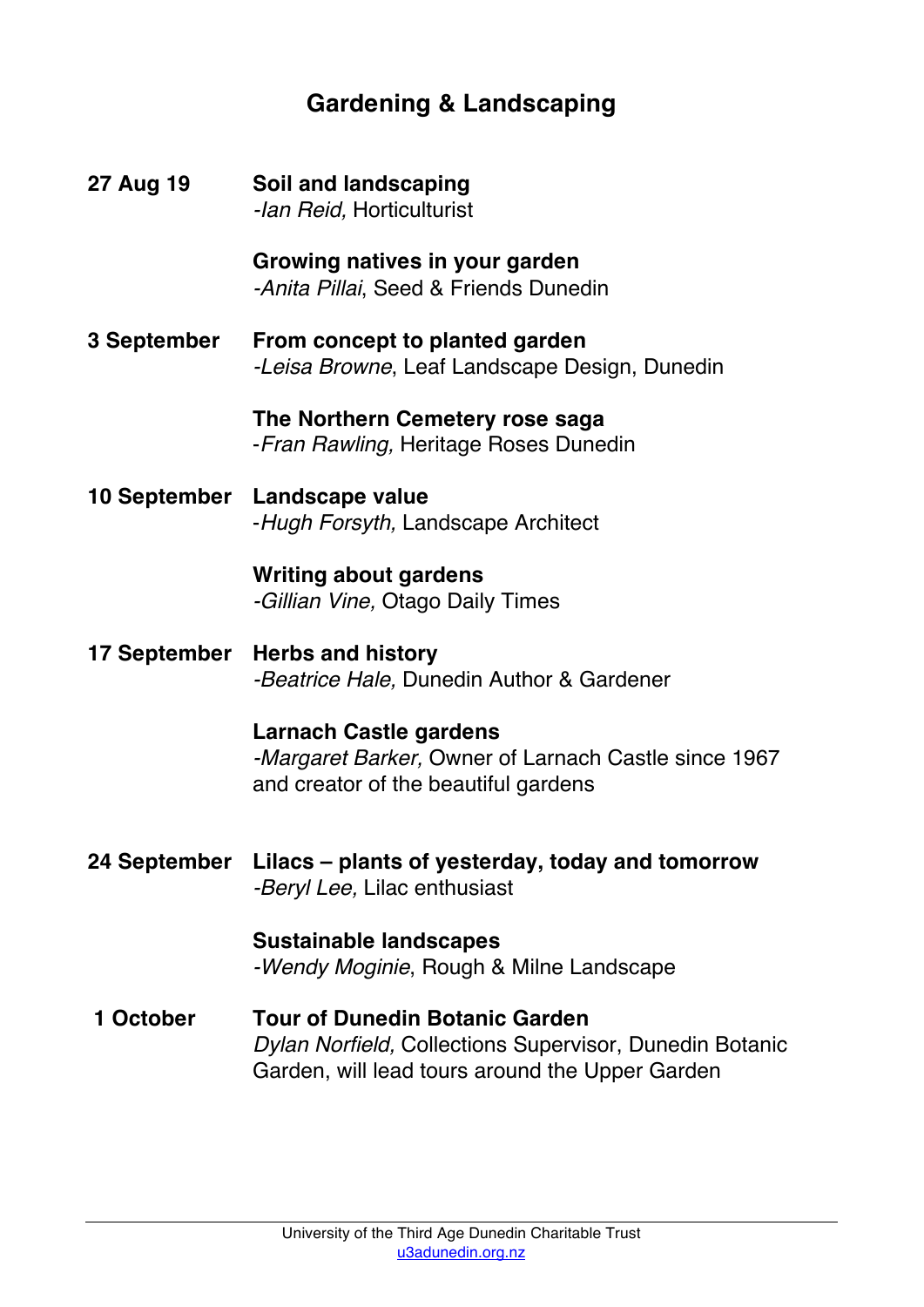## Gardening & Landscaping

**27 Aug 19**

**Soil and landscaping**
*-Ian Reid,* Horticulturist

**Growing natives in your garden**
*-Anita Pillai*, Seed & Friends Dunedin

**3 September**

**From concept to planted garden**
*-Leisa Browne*, Leaf Landscape Design, Dunedin

**The Northern Cemetery rose saga**
-*Fran Rawling,* Heritage Roses Dunedin

**10 September**

**Landscape value**
-*Hugh Forsyth,* Landscape Architect

**Writing about gardens**
*-Gillian Vine,* Otago Daily Times

**17 September**

**Herbs and history**
*-Beatrice Hale,* Dunedin Author & Gardener

**Larnach Castle gardens**
*-Margaret Barker,* Owner of Larnach Castle since 1967 and creator of the beautiful gardens

**24 September**

**Lilacs – plants of yesterday, today and tomorrow**
*-Beryl Lee,* Lilac enthusiast

**Sustainable landscapes**
*-Wendy Moginie*, Rough & Milne Landscape

**1 October**

**Tour of Dunedin Botanic Garden**
*Dylan Norfield,* Collections Supervisor, Dunedin Botanic Garden, will lead tours around the Upper Garden

University of the Third Age Dunedin Charitable Trust
u3adunedin.org.nz